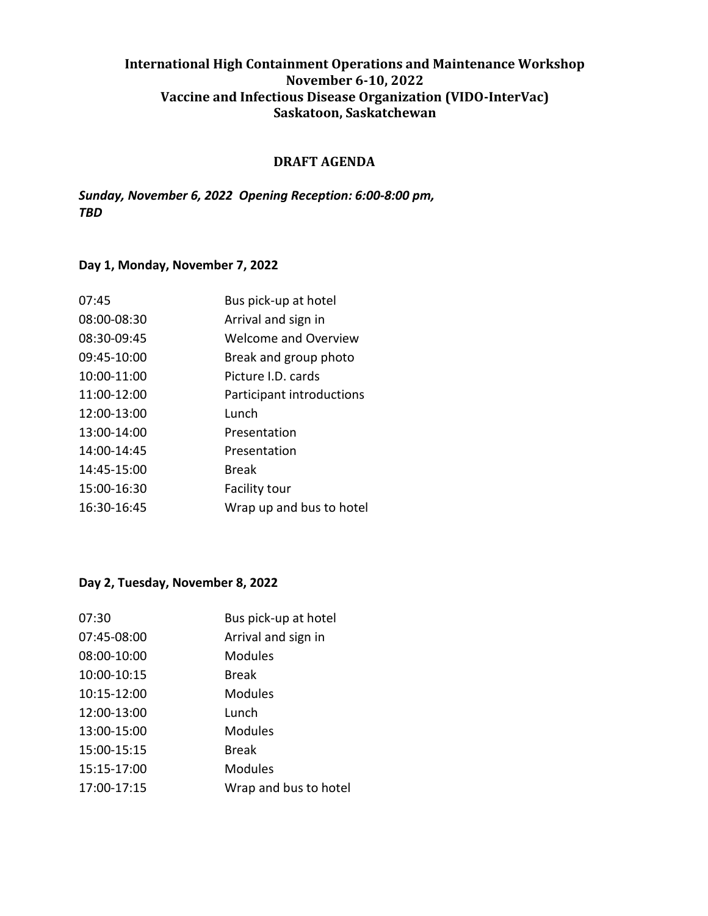**International High Containment Operations and Maintenance Workshop**
**November 6-10, 2022**
**Vaccine and Infectious Disease Organization (VIDO-InterVac)**
**Saskatoon, Saskatchewan**

**DRAFT AGENDA**

***Sunday, November 6, 2022 Opening Reception: 6:00-8:00 pm, TBD***

**Day 1, Monday, November 7, 2022**

| | |
|---|---|
| 07:45 | Bus pick-up at hotel |
| 08:00-08:30 | Arrival and sign in |
| 08:30-09:45 | Welcome and Overview |
| 09:45-10:00 | Break and group photo |
| 10:00-11:00 | Picture I.D. cards |
| 11:00-12:00 | Participant introductions |
| 12:00-13:00 | Lunch |
| 13:00-14:00 | Presentation |
| 14:00-14:45 | Presentation |
| 14:45-15:00 | Break |
| 15:00-16:30 | Facility tour |
| 16:30-16:45 | Wrap up and bus to hotel |

**Day 2, Tuesday, November 8, 2022**

| | |
|---|---|
| 07:30 | Bus pick-up at hotel |
| 07:45-08:00 | Arrival and sign in |
| 08:00-10:00 | Modules |
| 10:00-10:15 | Break |
| 10:15-12:00 | Modules |
| 12:00-13:00 | Lunch |
| 13:00-15:00 | Modules |
| 15:00-15:15 | Break |
| 15:15-17:00 | Modules |
| 17:00-17:15 | Wrap and bus to hotel |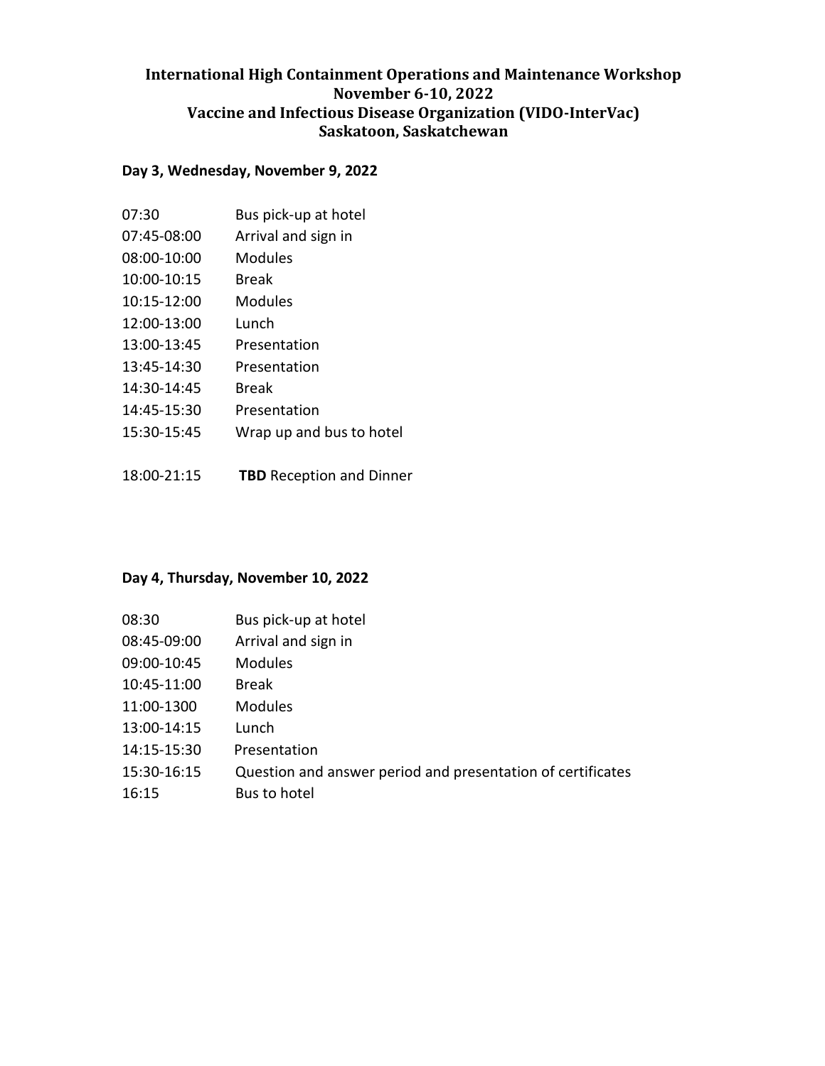**International High Containment Operations and Maintenance Workshop**
**November 6-10, 2022**
**Vaccine and Infectious Disease Organization (VIDO-InterVac)**
**Saskatoon, Saskatchewan**

**Day 3, Wednesday, November 9, 2022**

| | |
|---|---|
| 07:30 | Bus pick-up at hotel |
| 07:45-08:00 | Arrival and sign in |
| 08:00-10:00 | Modules |
| 10:00-10:15 | Break |
| 10:15-12:00 | Modules |
| 12:00-13:00 | Lunch |
| 13:00-13:45 | Presentation |
| 13:45-14:30 | Presentation |
| 14:30-14:45 | Break |
| 14:45-15:30 | Presentation |
| 15:30-15:45 | Wrap up and bus to hotel |
| 18:00-21:15 | **TBD** Reception and Dinner |

**Day 4, Thursday, November 10, 2022**

| | |
|---|---|
| 08:30 | Bus pick-up at hotel |
| 08:45-09:00 | Arrival and sign in |
| 09:00-10:45 | Modules |
| 10:45-11:00 | Break |
| 11:00-1300 | Modules |
| 13:00-14:15 | Lunch |
| 14:15-15:30 | Presentation |
| 15:30-16:15 | Question and answer period and presentation of certificates |
| 16:15 | Bus to hotel |